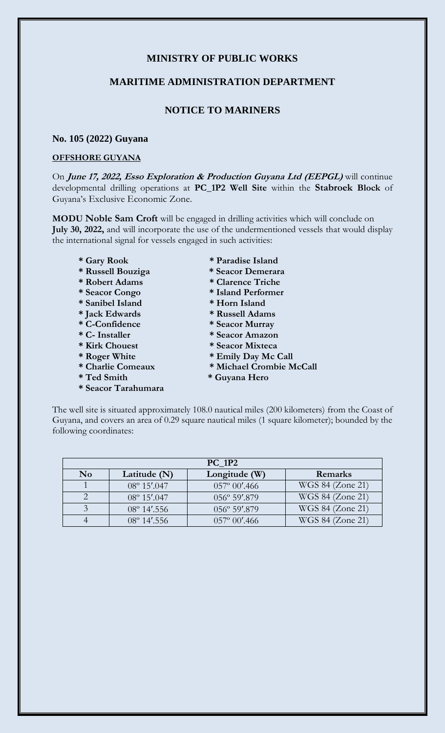## MINISTRY OF PUBLIC WORKS

## MARITIME ADMINISTRATION DEPARTMENT

## NOTICE TO MARINERS

### No. 105 (2022) Guyana

**OFFSHORE GUYANA**

On ***June 17, 2022, Esso Exploration & Production Guyana Ltd (EEPGL)*** will continue developmental drilling operations at **PC_1P2 Well Site** within the **Stabroek Block** of Guyana's Exclusive Economic Zone.

**MODU Noble Sam Croft** will be engaged in drilling activities which will conclude on **July 30, 2022,** and will incorporate the use of the undermentioned vessels that would display the international signal for vessels engaged in such activities:

- **Gary Rook**
- **Russell Bouziga**
- **Robert Adams**
- **Seacor Congo**
- **Sanibel Island**
- **Jack Edwards**
- **C-Confidence**
- **C- Installer**
- **Kirk Chouest**
- **Roger White**
- **Charlie Comeaux**
- **Ted Smith**
- **Seacor Tarahumara**
- **Paradise Island**
- **Seacor Demerara**
- **Clarence Triche**
- **Island Performer**
- **Horn Island**
- **Russell Adams**
- **Seacor Murray**
- **Seacor Amazon**
- **Seacor Mixteca**
- **Emily Day Mc Call**
- **Michael Crombie McCall**
- **Guyana Hero**

The well site is situated approximately 108.0 nautical miles (200 kilometers) from the Coast of Guyana, and covers an area of 0.29 square nautical miles (1 square kilometer); bounded by the following coordinates:

| PC_1P2 | | | |
|---|---|---|---|
| **No** | **Latitude (N)** | **Longitude (W)** | **Remarks** |
| 1 | 08º 15′.047 | 057º 00′.466 | WGS 84 (Zone 21) |
| 2 | 08º 15′.047 | 056º 59′.879 | WGS 84 (Zone 21) |
| 3 | 08º 14′.556 | 056º 59′.879 | WGS 84 (Zone 21) |
| 4 | 08º 14′.556 | 057º 00′.466 | WGS 84 (Zone 21) |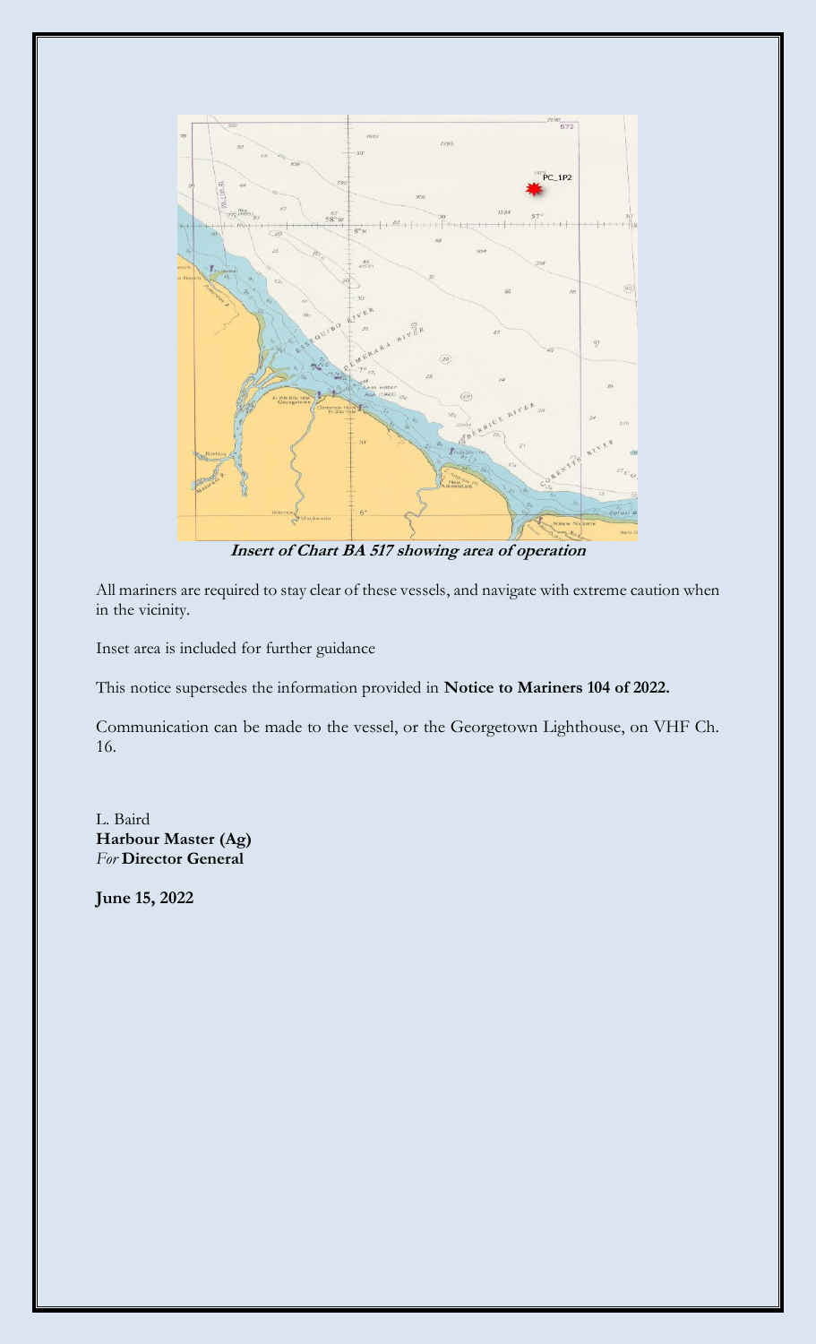**Insert of Chart BA 517 showing area of operation**

All mariners are required to stay clear of these vessels, and navigate with extreme caution when in the vicinity.

Inset area is included for further guidance

This notice supersedes the information provided in **Notice to Mariners 104 of 2022.**

Communication can be made to the vessel, or the Georgetown Lighthouse, on VHF Ch. 16.

L. Baird
**Harbour Master (Ag)**
*For* **Director General**

**June 15, 2022**